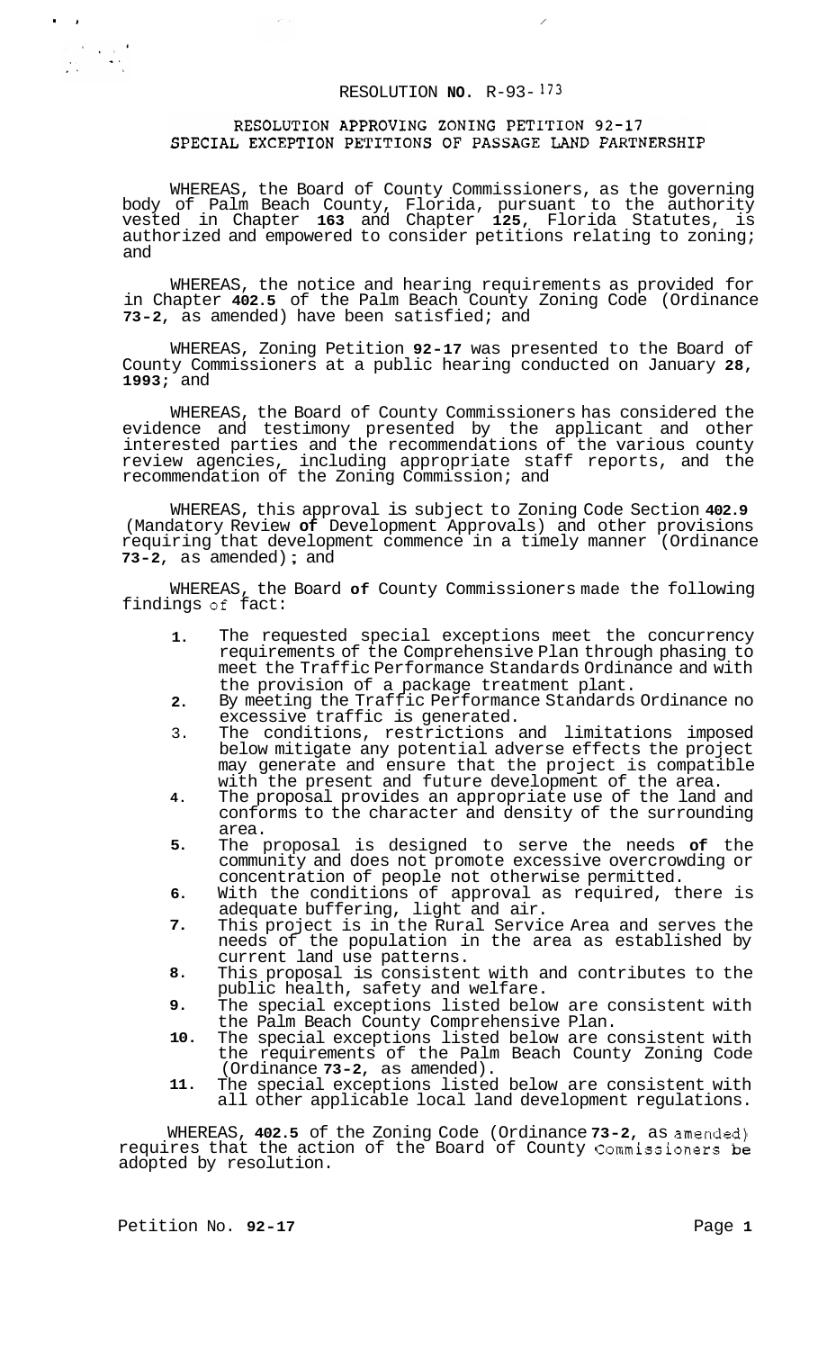# RESOLUTION NO. R-93-173

## RESOLUTION APPROVING ZONING PETITION 92-17 SPECIAL EXCEPTION PETITIONS OF PASSAGE LAND PARTNERSHIP

WHEREAS, the Board of County Commissioners, as the governing body of Palm Beach County, Florida, pursuant to the authority vested in Chapter **163** and Chapter **125**, Florida Statutes, is authorized and empowered to consider petitions relating to zoning; and

WHEREAS, the notice and hearing requirements as provided for in Chapter **402.5** of the Palm Beach County Zoning Code (Ordinance **73-2**, as amended) have been satisfied; and

WHEREAS, Zoning Petition **92-17** was presented to the Board of County Commissioners at a public hearing conducted on January **28, 1993**; and

WHEREAS, the Board of County Commissioners has considered the evidence and testimony presented by the applicant and other interested parties and the recommendations of the various county review agencies, including appropriate staff reports, and the recommendation of the Zoning Commission; and

WHEREAS, this approval is subject to Zoning Code Section **402.9** (Mandatory Review **of** Development Approvals) and other provisions requiring that development commence in a timely manner (Ordinance **73-2**, as amended); and

WHEREAS, the Board **of** County Commissioners made the following findings of fact:

1. The requested special exceptions meet the concurrency requirements of the Comprehensive Plan through phasing to meet the Traffic Performance Standards Ordinance and with the provision of a package treatment plant.
2. By meeting the Traffic Performance Standards Ordinance no excessive traffic is generated.
3. The conditions, restrictions and limitations imposed below mitigate any potential adverse effects the project may generate and ensure that the project is compatible with the present and future development of the area.
4. The proposal provides an appropriate use of the land and conforms to the character and density of the surrounding area.
5. The proposal is designed to serve the needs **of** the community and does not promote excessive overcrowding or concentration of people not otherwise permitted.
6. With the conditions of approval as required, there is adequate buffering, light and air.
7. This project is in the Rural Service Area and serves the needs of the population in the area as established by current land use patterns.
8. This proposal is consistent with and contributes to the public health, safety and welfare.
9. The special exceptions listed below are consistent with the Palm Beach County Comprehensive Plan.
10. The special exceptions listed below are consistent with the requirements of the Palm Beach County Zoning Code (Ordinance **73-2**, as amended).
11. The special exceptions listed below are consistent with all other applicable local land development regulations.

WHEREAS, **402.5** of the Zoning Code (Ordinance **73-2**, as amended) requires that the action of the Board of County Commissioners be adopted by resolution.

Petition No. **92-17**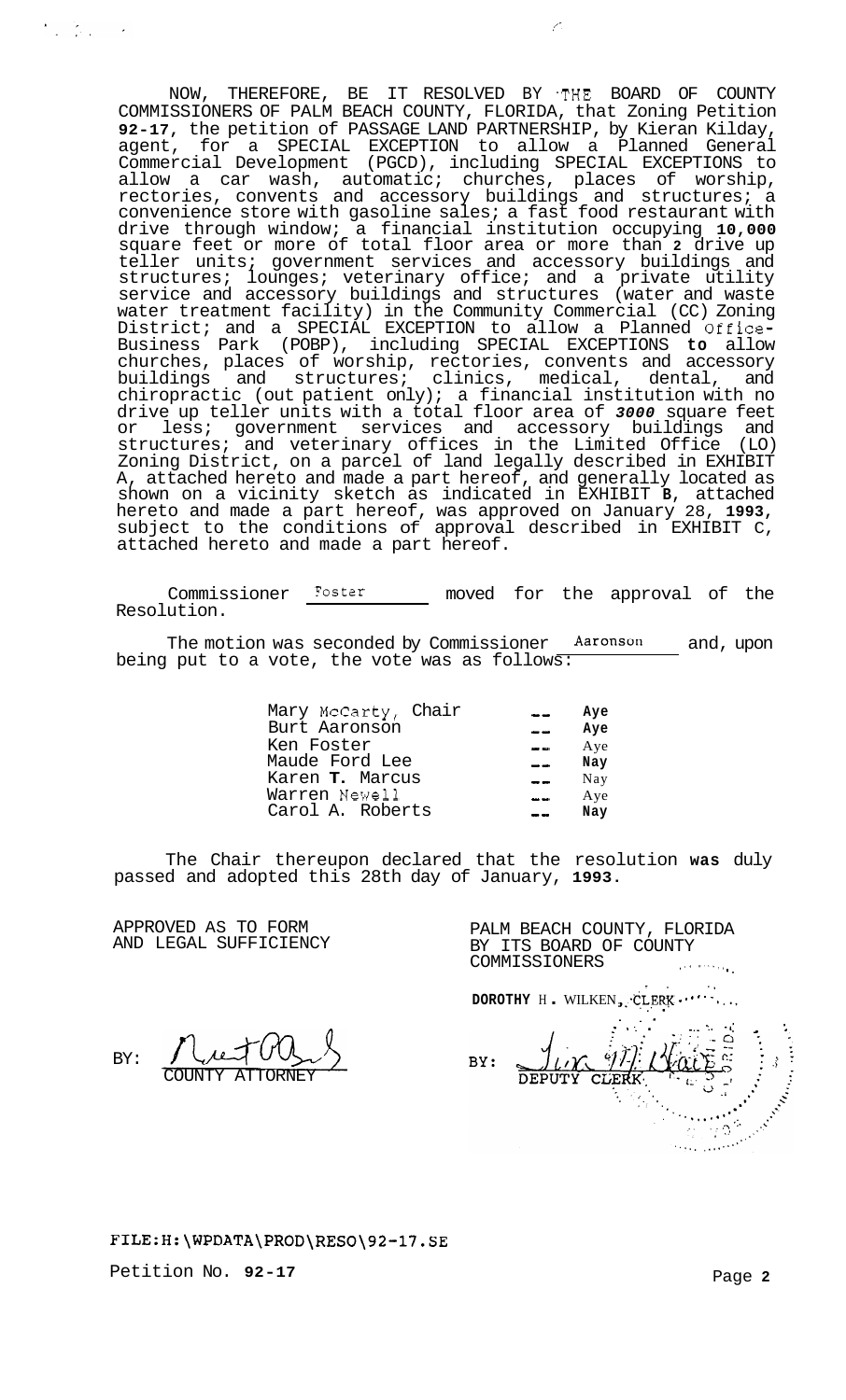NOW, THEREFORE, BE IT RESOLVED BY THE BOARD OF COUNTY COMMISSIONERS OF PALM BEACH COUNTY, FLORIDA, that Zoning Petition **92-17**, the petition of PASSAGE LAND PARTNERSHIP, by Kieran Kilday, agent, for a SPECIAL EXCEPTION to allow a Planned General Commercial Development (PGCD), including SPECIAL EXCEPTIONS to allow a car wash, automatic; churches, places of worship, rectories, convents and accessory buildings and structures; a convenience store with gasoline sales; a fast food restaurant with drive through window; a financial institution occupying **10,000** square feet or more of total floor area or more than **2** drive up teller units; government services and accessory buildings and structures; lounges; veterinary office; and a private utility service and accessory buildings and structures (water and waste water treatment facility) in the Community Commercial (CC) Zoning District; and a SPECIAL EXCEPTION to allow a Planned Office-Business Park (POBP), including SPECIAL EXCEPTIONS **to** allow churches, places of worship, rectories, convents and accessory buildings and structures; clinics, medical, dental, and chiropractic (out patient only); a financial institution with no drive up teller units with a total floor area of ***3000*** square feet or less; government services and accessory buildings and structures; and veterinary offices in the Limited Office (LO) Zoning District, on a parcel of land legally described in EXHIBIT A, attached hereto and made a part hereof, and generally located as shown on a vicinity sketch as indicated in EXHIBIT **B**, attached hereto and made a part hereof, was approved on January 28, **1993**, subject to the conditions of approval described in EXHIBIT C, attached hereto and made a part hereof.

Commissioner Foster moved for the approval of the Resolution.

The motion was seconded by Commissioner Aaronson and, upon being put to a vote, the vote was as follows:

| | | |
|---|---|---|
| Mary McCarty, Chair | -- | Aye |
| Burt Aaronson | -- | Aye |
| Ken Foster | -- | Aye |
| Maude Ford Lee | -- | Nay |
| Karen T. Marcus | -- | Nay |
| Warren Newell | -- | Aye |
| Carol A. Roberts | -- | Nay |

The Chair thereupon declared that the resolution **was** duly passed and adopted this 28th day of January, **1993**.

APPROVED AS TO FORM AND LEGAL SUFFICIENCY

BY: COUNTY ATTORNEY

PALM BEACH COUNTY, FLORIDA BY ITS BOARD OF COUNTY COMMISSIONERS

DOROTHY H. WILKEN, CLERK

BY: DEPUTY CLERK

FILE:H:\WPDATA\PROD\RESO\92-17.SE

Petition No. **92-17**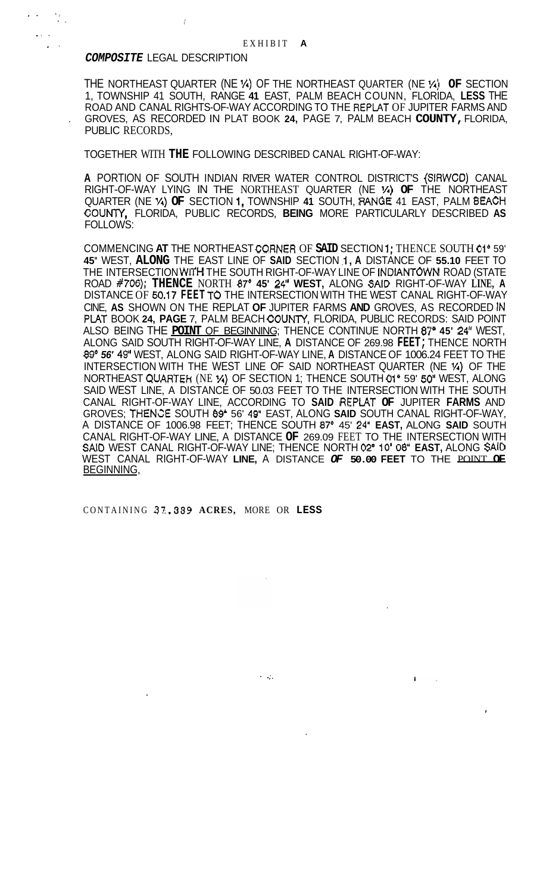# EXHIBIT A

***COMPOSITE*** LEGAL DESCRIPTION

THE NORTHEAST QUARTER (NE ¼) OF THE NORTHEAST QUARTER (NE ¼) **OF** SECTION 1, TOWNSHIP 41 SOUTH, RANGE **41** EAST, PALM BEACH COUNN, FLORIDA, **LESS** THE ROAD AND CANAL RIGHTS-OF-WAY ACCORDING TO THE REPLAT OF JUPITER FARMS AND GROVES, AS RECORDED IN PLAT BOOK **24,** PAGE 7, PALM BEACH **COUNTY,** FLORIDA, PUBLIC RECORDS,

TOGETHER WITH **THE** FOLLOWING DESCRIBED CANAL RIGHT-OF-WAY:

**A** PORTION OF SOUTH INDIAN RIVER WATER CONTROL DISTRICT'S (SIRWCD) CANAL RIGHT-OF-WAY LYING IN THE NORTHEAST QUARTER (NE ¼) **OF** THE NORTHEAST QUARTER (NE ¼) **OF** SECTION **1,** TOWNSHIP **41** SOUTH, RANGE 41 EAST, PALM BEACH COUNTY, FLORIDA, PUBLIC RECORDS, **BEING** MORE PARTICULARLY DESCRIBED **AS** FOLLOWS:

COMMENCING **AT** THE NORTHEAST CORNER OF **SAID** SECTION 1; THENCE SOUTH 01° 59' **45"** WEST, **ALONG** THE EAST LINE OF **SAID** SECTION 1, **A** DISTANCE OF **55.10** FEET TO THE INTERSECTION WITH THE SOUTH RIGHT-OF-WAY LINE OF INDIANTOWN ROAD (STATE ROAD #706); **THENCE** NORTH 87° **45'** 24" **WEST,** ALONG SAID RIGHT-OF-WAY LINE, **A** DISTANCE OF 50.17 **FEET** TO THE INTERSECTION WITH THE WEST CANAL RIGHT-OF-WAY CINE, **AS** SHOWN ON THE REPLAT **OF** JUPITER FARMS **AND** GROVES, AS RECORDED IN PLAT BOOK **24, PAGE** 7, PALM BEACH COUNTY, FLORIDA, PUBLIC RECORDS: SAID POINT ALSO BEING THE **POINT** OF BEGINNING; THENCE CONTINUE NORTH 87° **45'** 24" WEST, ALONG SAID SOUTH RIGHT-OF-WAY LINE, **A** DISTANCE OF 269.98 **FEET;** THENCE NORTH 89° *56'* 49" WEST, ALONG SAID RIGHT-OF-WAY LINE, **A** DISTANCE OF 1006.24 FEET TO THE INTERSECTION WITH THE WEST LINE OF SAID NORTHEAST QUARTER (NE ¼) OF THE NORTHEAST QUARTER (NE ¼) OF SECTION 1; THENCE SOUTH 01° 59' 50" WEST, ALONG SAID WEST LINE, A DISTANCE OF 50.03 FEET TO THE INTERSECTION WITH THE SOUTH CANAL RIGHT-OF-WAY LINE, ACCORDING TO **SAID** REPLAT **OF** JUPITER **FARMS** AND GROVES; THENCE SOUTH 89° 56' 49" EAST, ALONG **SAID** SOUTH CANAL RIGHT-OF-WAY, A DISTANCE OF 1006.98 FEET; THENCE SOUTH 87° 45' 24" **EAST,** ALONG **SAID** SOUTH CANAL RIGHT-OF-WAY LINE, A DISTANCE **OF** 269.09 FEET TO THE INTERSECTION WITH SAID WEST CANAL RIGHT-OF-WAY LINE; THENCE NORTH 02° 10' 08" **EAST,** ALONG SAID WEST CANAL RIGHT-OF-WAY **LINE,** A DISTANCE ***OF*** **50.00 FEET** TO THE POINT **OF** BEGINNING,

CONTAINING 37.389 **ACRES,** MORE OR **LESS**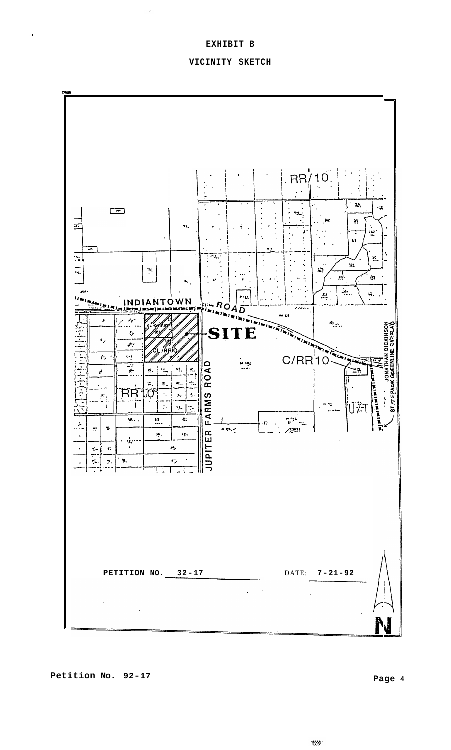# EXHIBIT B

## VICINITY SKETCH

INDIANTOWN ROAD

SITE

CL/RR10

C/RR10

RR/10

RR10

JUPITER FARMS ROAD

JONATHAN DICKINSON STATE PARK GREENLINE OVERLAY

U/T

PETITION NO. 32-17 DATE: 7-21-92

N

**Petition No. 92-17**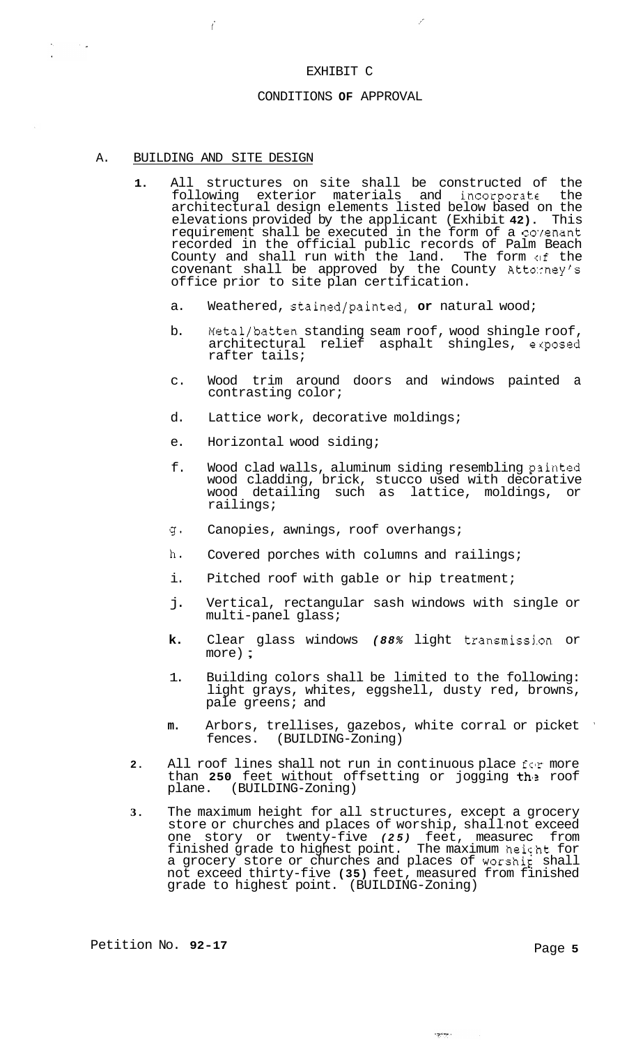EXHIBIT C

CONDITIONS OF APPROVAL

A. BUILDING AND SITE DESIGN

1. All structures on site shall be constructed of the following exterior materials and incorporate the architectural design elements listed below based on the elevations provided by the applicant (Exhibit 42). This requirement shall be executed in the form of a covenant recorded in the official public records of Palm Beach County and shall run with the land. The form of the covenant shall be approved by the County Attorney's office prior to site plan certification.

   a. Weathered, stained/painted, or natural wood;

   b. Metal/batten standing seam roof, wood shingle roof, architectural relief asphalt shingles, exposed rafter tails;

   c. Wood trim around doors and windows painted a contrasting color;

   d. Lattice work, decorative moldings;

   e. Horizontal wood siding;

   f. Wood clad walls, aluminum siding resembling painted wood cladding, brick, stucco used with decorative wood detailing such as lattice, moldings, or railings;

   g. Canopies, awnings, roof overhangs;

   h. Covered porches with columns and railings;

   i. Pitched roof with gable or hip treatment;

   j. Vertical, rectangular sash windows with single or multi-panel glass;

   k. Clear glass windows *(88%* light transmission or more);

   l. Building colors shall be limited to the following: light grays, whites, eggshell, dusty red, browns, pale greens; and

   m. Arbors, trellises, gazebos, white corral or picket fences. (BUILDING-Zoning)

2. All roof lines shall not run in continuous place for more than 250 feet without offsetting or jogging the roof plane. (BUILDING-Zoning)

3. The maximum height for all structures, except a grocery store or churches and places of worship, shall not exceed one story or twenty-five *(25)* feet, measured from finished grade to highest point. The maximum height for a grocery store or churches and places of worship shall not exceed thirty-five (35) feet, measured from finished grade to highest point. (BUILDING-Zoning)

Petition No. 92-17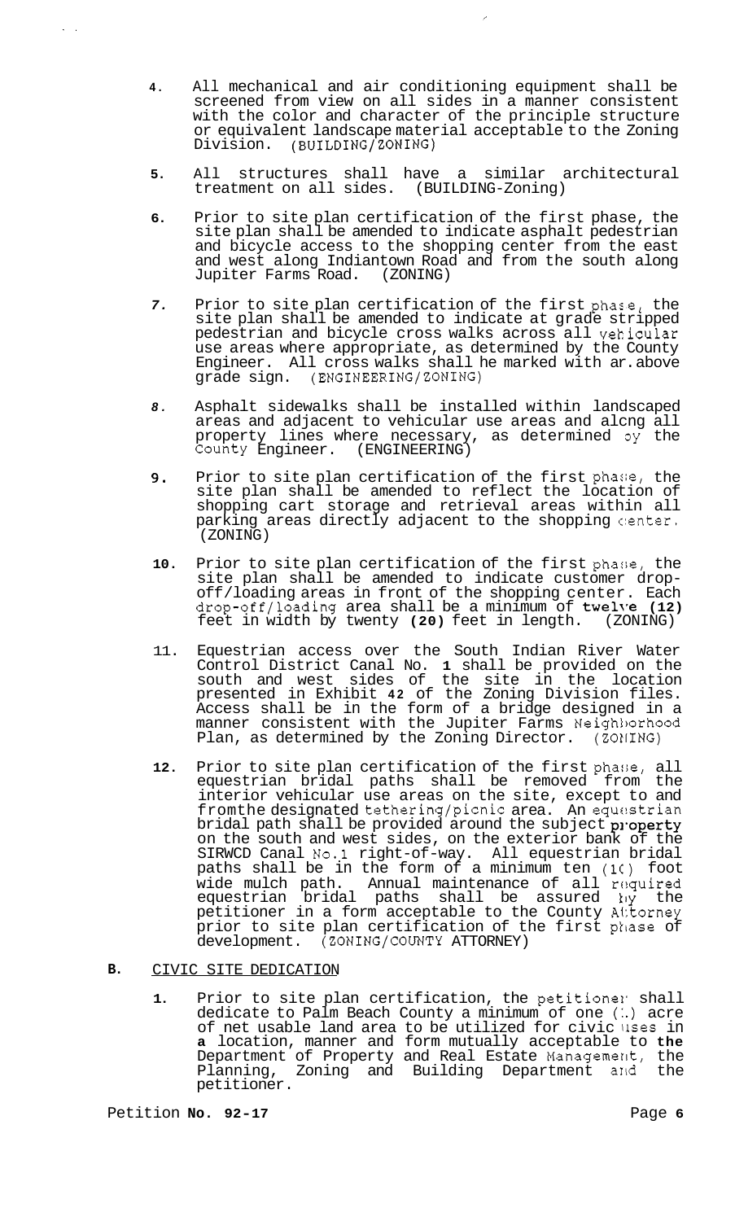4. All mechanical and air conditioning equipment shall be screened from view on all sides in a manner consistent with the color and character of the principle structure or equivalent landscape material acceptable to the Zoning Division. (BUILDING/ZONING)

5. All structures shall have a similar architectural treatment on all sides. (BUILDING-Zoning)

6. Prior to site plan certification of the first phase, the site plan shall be amended to indicate asphalt pedestrian and bicycle access to the shopping center from the east and west along Indiantown Road and from the south along Jupiter Farms Road. (ZONING)

7. Prior to site plan certification of the first phase, the site plan shall be amended to indicate at grade stripped pedestrian and bicycle cross walks across all vehicular use areas where appropriate, as determined by the County Engineer. All cross walks shall he marked with ar.above grade sign. (ENGINEERING/ZONING)

8. Asphalt sidewalks shall be installed within landscaped areas and adjacent to vehicular use areas and along all property lines where necessary, as determined by the County Engineer. (ENGINEERING)

9. Prior to site plan certification of the first phase, the site plan shall be amended to reflect the location of shopping cart storage and retrieval areas within all parking areas directly adjacent to the shopping center. (ZONING)

10. Prior to site plan certification of the first phase, the site plan shall be amended to indicate customer drop-off/loading areas in front of the shopping center. Each drop-off/loading area shall be a minimum of **twelve (12)** feet in width by twenty **(20)** feet in length. (ZONING)

11. Equestrian access over the South Indian River Water Control District Canal No. **1** shall be provided on the south and west sides of the site in the location presented in Exhibit **42** of the Zoning Division files. Access shall be in the form of a bridge designed in a manner consistent with the Jupiter Farms Neighborhood Plan, as determined by the Zoning Director. (ZONING)

12. Prior to site plan certification of the first phase, all equestrian bridal paths shall be removed from the interior vehicular use areas on the site, except to and fromthe designated tethering/picnic area. An equestrian bridal path shall be provided around the subject property on the south and west sides, on the exterior bank of the SIRWCD Canal No.1 right-of-way. All equestrian bridal paths shall be in the form of a minimum ten (10) foot wide mulch path. Annual maintenance of all required equestrian bridal paths shall be assured by the petitioner in a form acceptable to the County Attorney prior to site plan certification of the first phase of development. (ZONING/COUNTY ATTORNEY)

**B.** CIVIC SITE DEDICATION

1. Prior to site plan certification, the petitioner shall dedicate to Palm Beach County a minimum of one (1) acre of net usable land area to be utilized for civic uses in **a** location, manner and form mutually acceptable to **the** Department of Property and Real Estate Management, the Planning, Zoning and Building Department and the petitioner.

Petition **No. 92-17**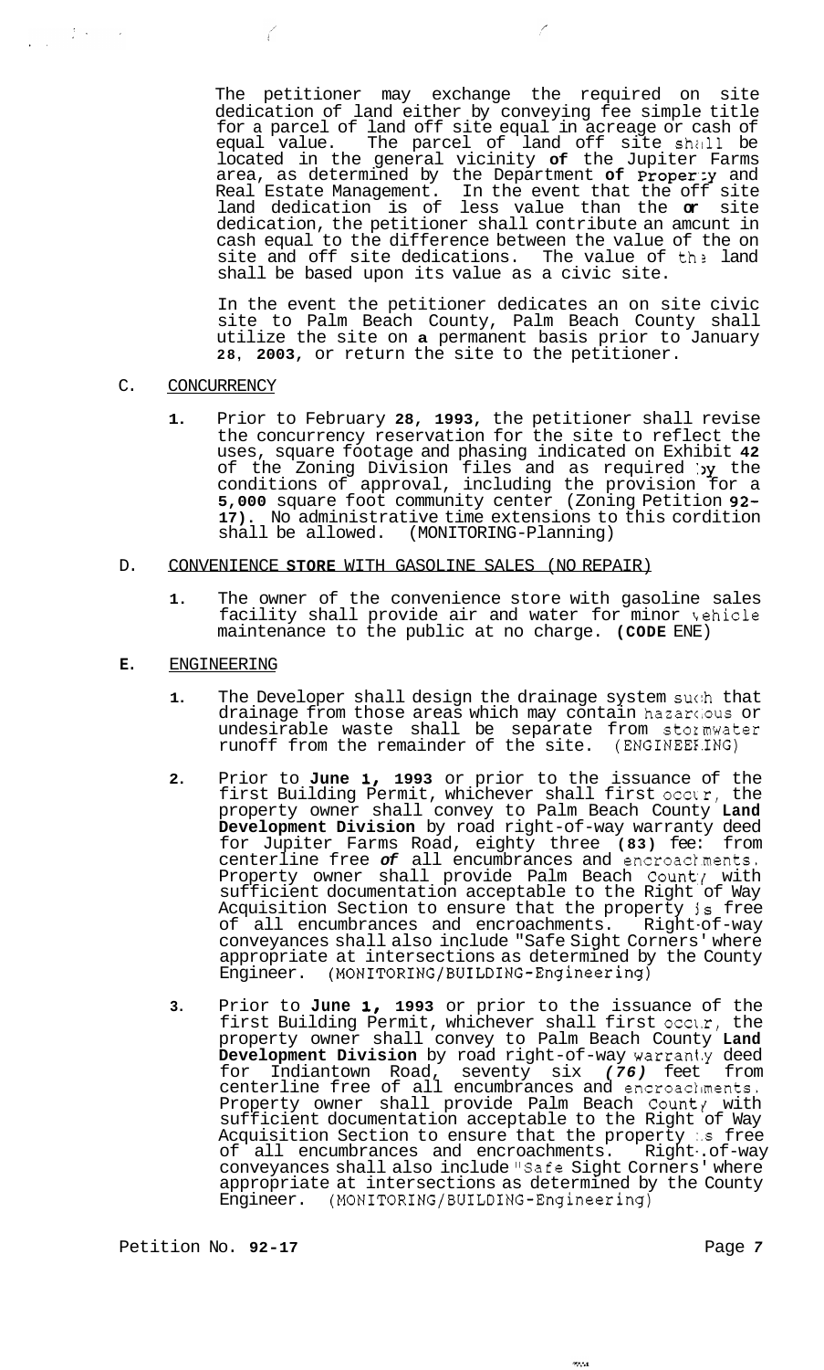The petitioner may exchange the required on site dedication of land either by conveying fee simple title for a parcel of land off site equal in acreage or cash of equal value. The parcel of land off site shall be located in the general vicinity **of** the Jupiter Farms area, as determined by the Department **of Property** and Real Estate Management. In the event that the off site land dedication is of less value than the **or** site dedication, the petitioner shall contribute an amount in cash equal to the difference between the value of the on site and off site dedications. The value of the land shall be based upon its value as a civic site.

In the event the petitioner dedicates an on site civic site to Palm Beach County, Palm Beach County shall utilize the site on **a** permanent basis prior to January **28**, **2003**, or return the site to the petitioner.

C. CONCURRENCY

**1.** Prior to February **28**, **1993**, the petitioner shall revise the concurrency reservation for the site to reflect the uses, square footage and phasing indicated on Exhibit **42** of the Zoning Division files and as required by the conditions of approval, including the provision for a **5,000** square foot community center (Zoning Petition **92-17).** No administrative time extensions to this condition shall be allowed. (MONITORING-Planning)

D. CONVENIENCE **STORE** WITH GASOLINE SALES (NO REPAIR)

**1.** The owner of the convenience store with gasoline sales facility shall provide air and water for minor vehicle maintenance to the public at no charge. **(CODE** ENE)

**E.** ENGINEERING

**1.** The Developer shall design the drainage system such that drainage from those areas which may contain hazardous or undesirable waste shall be separate from stormwater runoff from the remainder of the site. (ENGINEERING)

**2.** Prior to **June 1, 1993** or prior to the issuance of the first Building Permit, whichever shall first occur, the property owner shall convey to Palm Beach County **Land Development Division** by road right-of-way warranty deed for Jupiter Farms Road, eighty three **(83)** feet from centerline free *of* all encumbrances and encroachments. Property owner shall provide Palm Beach County with sufficient documentation acceptable to the Right of Way Acquisition Section to ensure that the property is free of all encumbrances and encroachments. Right-of-way conveyances shall also include "Safe Sight Corners' where appropriate at intersections as determined by the County Engineer. (MONITORING/BUILDING-Engineering)

**3.** Prior to **June 1, 1993** or prior to the issuance of the first Building Permit, whichever shall first occur, the property owner shall convey to Palm Beach County **Land Development Division** by road right-of-way warranty deed for Indiantown Road, seventy six ***(76)*** feet from centerline free of all encumbrances and encroachments. Property owner shall provide Palm Beach County with sufficient documentation acceptable to the Right of Way Acquisition Section to ensure that the property is free of all encumbrances and encroachments. Right-of-way conveyances shall also include "Safe Sight Corners' where appropriate at intersections as determined by the County Engineer. (MONITORING/BUILDING-Engineering)

Petition No. **92-17**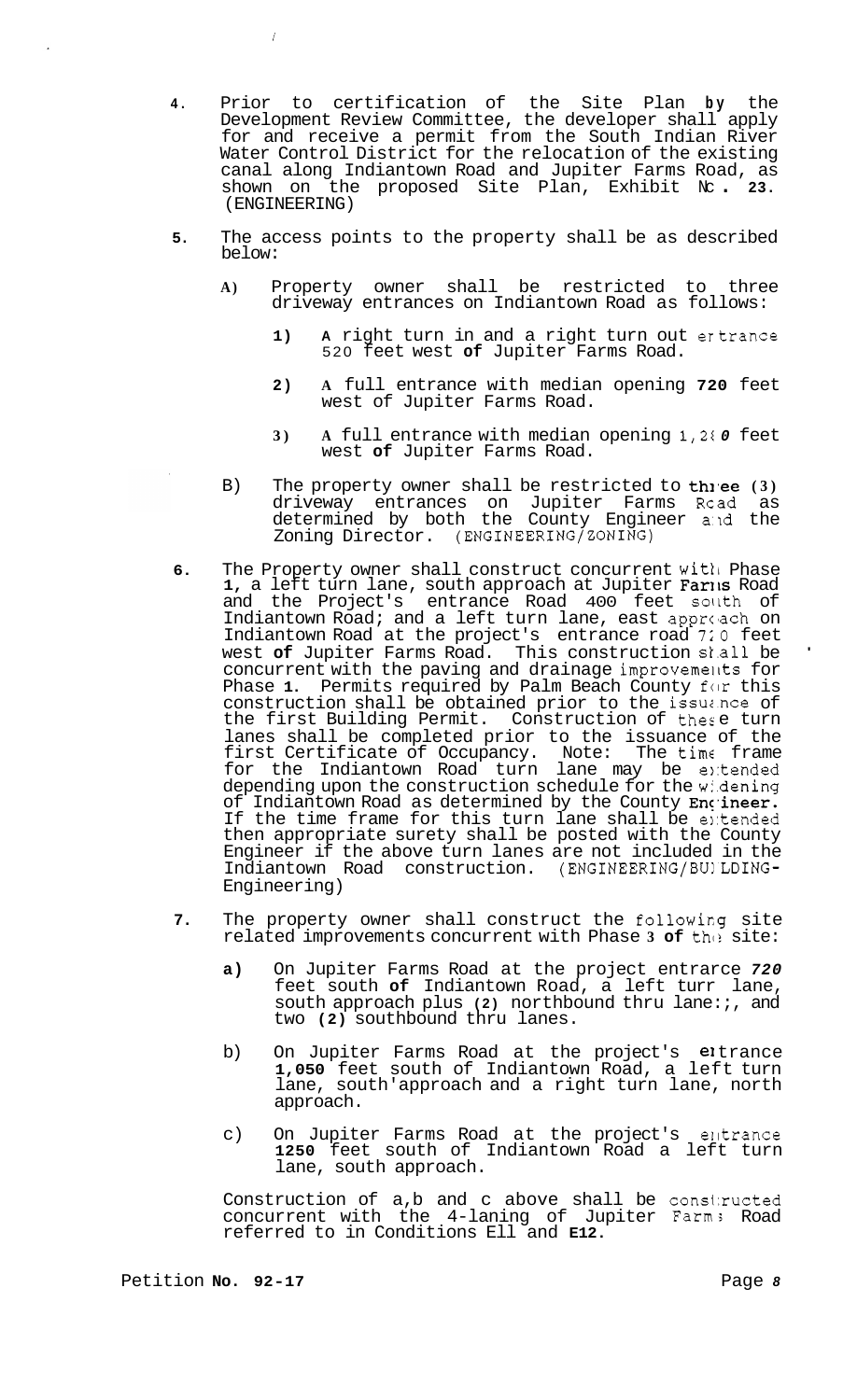4. Prior to certification of the Site Plan by the Development Review Committee, the developer shall apply for and receive a permit from the South Indian River Water Control District for the relocation of the existing canal along Indiantown Road and Jupiter Farms Road, as shown on the proposed Site Plan, Exhibit No. 23. (ENGINEERING)

5. The access points to the property shall be as described below:

   A) Property owner shall be restricted to three driveway entrances on Indiantown Road as follows:

      1) A right turn in and a right turn out entrance 520 feet west of Jupiter Farms Road.

      2) A full entrance with median opening 720 feet west of Jupiter Farms Road.

      3) A full entrance with median opening 1,280 feet west of Jupiter Farms Road.

   B) The property owner shall be restricted to three (3) driveway entrances on Jupiter Farms Road as determined by both the County Engineer and the Zoning Director. (ENGINEERING/ZONING)

6. The Property owner shall construct concurrent with Phase 1, a left turn lane, south approach at Jupiter Farms Road and the Project's entrance Road 400 feet south of Indiantown Road; and a left turn lane, east approach on Indiantown Road at the project's entrance road 720 feet west of Jupiter Farms Road. This construction shall be concurrent with the paving and drainage improvements for Phase 1. Permits required by Palm Beach County for this construction shall be obtained prior to the issuance of the first Building Permit. Construction of these turn lanes shall be completed prior to the issuance of the first Certificate of Occupancy. Note: The time frame for the Indiantown Road turn lane may be extended depending upon the construction schedule for the widening of Indiantown Road as determined by the County Engineer. If the time frame for this turn lane shall be extended then appropriate surety shall be posted with the County Engineer if the above turn lanes are not included in the Indiantown Road construction. (ENGINEERING/BUILDING-Engineering)

7. The property owner shall construct the following site related improvements concurrent with Phase 3 of the site:

   a) On Jupiter Farms Road at the project entrance 720 feet south of Indiantown Road, a left turn lane, south approach plus (2) northbound thru lanes, and two (2) southbound thru lanes.

   b) On Jupiter Farms Road at the project's entrance 1,050 feet south of Indiantown Road, a left turn lane, south approach and a right turn lane, north approach.

   c) On Jupiter Farms Road at the project's entrance 1250 feet south of Indiantown Road a left turn lane, south approach.

   Construction of a,b and c above shall be constructed concurrent with the 4-laning of Jupiter Farms Road referred to in Conditions E11 and E12.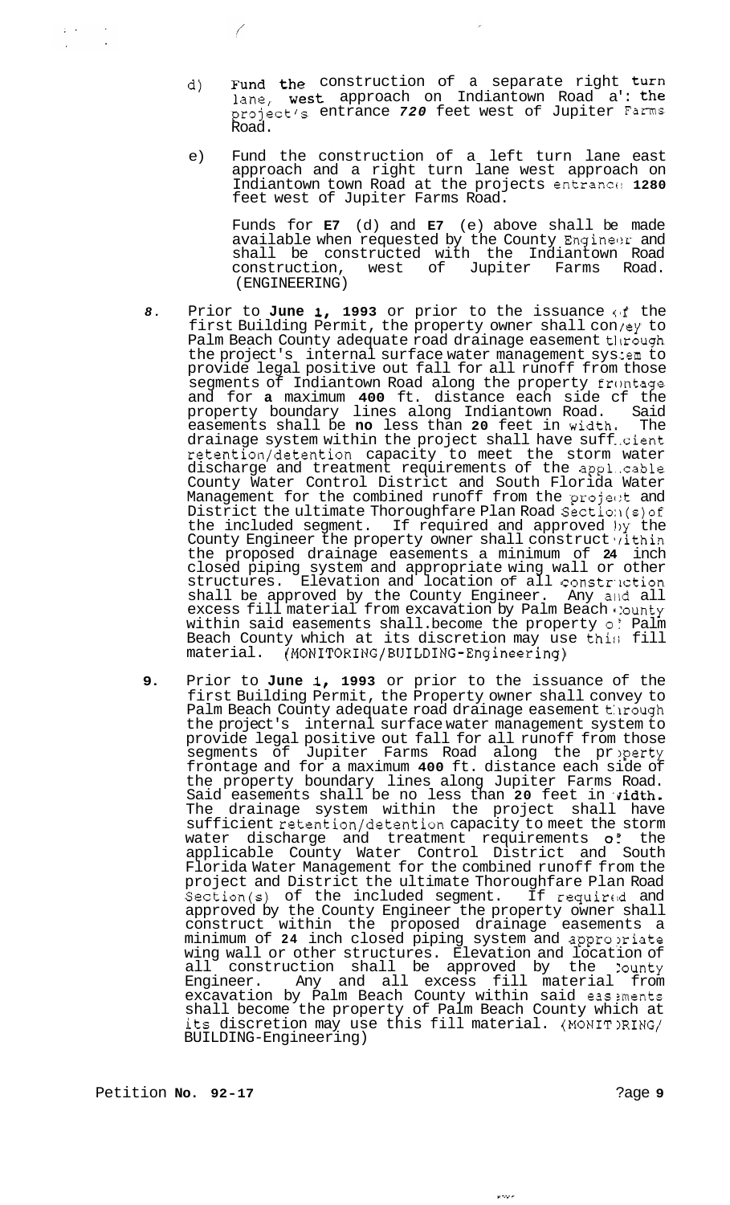d) Fund the construction of a separate right turn lane, west approach on Indiantown Road at the project's entrance **720** feet west of Jupiter Farms Road.

e) Fund the construction of a left turn lane east approach and a right turn lane west approach on Indiantown town Road at the projects entrance **1280** feet west of Jupiter Farms Road.

Funds for **E7** (d) and **E7** (e) above shall be made available when requested by the County Engineer and shall be constructed with the Indiantown Road construction, west of Jupiter Farms Road. (ENGINEERING)

**8.** Prior to **June 1, 1993** or prior to the issuance of the first Building Permit, the property owner shall convey to Palm Beach County adequate road drainage easement through the project's internal surface water management system to provide legal positive out fall for all runoff from those segments of Indiantown Road along the property frontage and for **a** maximum **400** ft. distance each side of the property boundary lines along Indiantown Road. Said easements shall be **no** less than **20** feet in width. The drainage system within the project shall have sufficient retention/detention capacity to meet the storm water discharge and treatment requirements of the applicable County Water Control District and South Florida Water Management for the combined runoff from the project and District the ultimate Thoroughfare Plan Road Section(s) of the included segment. If required and approved by the County Engineer the property owner shall construct within the proposed drainage easements a minimum of **24** inch closed piping system and appropriate wing wall or other structures. Elevation and location of all construction shall be approved by the County Engineer. Any and all excess fill material from excavation by Palm Beach County within said easements shall become the property of Palm Beach County which at its discretion may use this fill material. (MONITORING/BUILDING-Engineering)

**9.** Prior to **June 1, 1993** or prior to the issuance of the first Building Permit, the Property owner shall convey to Palm Beach County adequate road drainage easement through the project's internal surface water management system to provide legal positive out fall for all runoff from those segments of Jupiter Farms Road along the property frontage and for a maximum **400** ft. distance each side of the property boundary lines along Jupiter Farms Road. Said easements shall be no less than **20** feet in width. The drainage system within the project shall have sufficient retention/detention capacity to meet the storm water discharge and treatment requirements of the applicable County Water Control District and South Florida Water Management for the combined runoff from the project and District the ultimate Thoroughfare Plan Road Section(s) of the included segment. If required and approved by the County Engineer the property owner shall construct within the proposed drainage easements a minimum of **24** inch closed piping system and appropriate wing wall or other structures. Elevation and location of all construction shall be approved by the County Engineer. Any and all excess fill material from excavation by Palm Beach County within said easements shall become the property of Palm Beach County which at its discretion may use this fill material. (MONITORING/BUILDING-Engineering)

Petition **No. 92-17**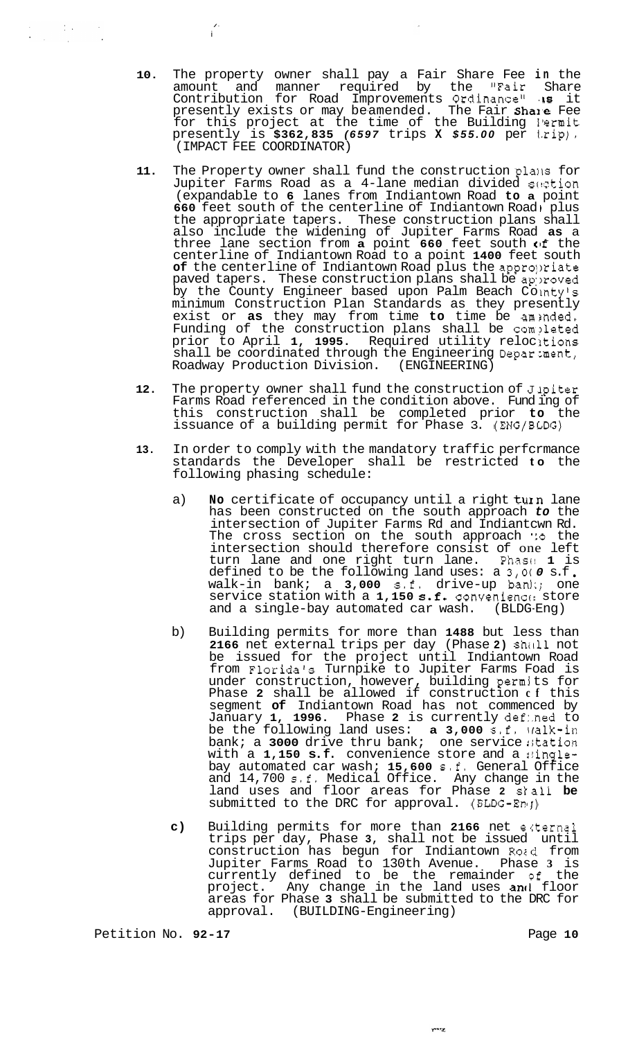10. The property owner shall pay a Fair Share Fee in the amount and manner required by the "Fair Share Contribution for Road Improvements Ordinance" as it presently exists or may be amended. The Fair Share Fee for this project at the time of the Building Permit presently is **$362,835** *(6597* trips **X** *$55.00* per trip). (IMPACT FEE COORDINATOR)

11. The Property owner shall fund the construction plans for Jupiter Farms Road as a 4-lane median divided section (expandable to **6** lanes from Indiantown Road **to a** point **660** feet south of the centerline of Indiantown Road, plus the appropriate tapers. These construction plans shall also include the widening of Jupiter Farms Road **as** a three lane section from **a** point **660** feet south of the centerline of Indiantown Road to a point **1400** feet south **of** the centerline of Indiantown Road plus the appropriate paved tapers. These construction plans shall be approved by the County Engineer based upon Palm Beach County's minimum Construction Plan Standards as they presently exist or **as** they may from time **to** time be amended. Funding of the construction plans shall be completed prior to April **1, 1995**. Required utility relocations shall be coordinated through the Engineering Department, Roadway Production Division. (ENGINEERING)

12. The property owner shall fund the construction of Jupiter Farms Road referenced in the condition above. Funding of this construction shall be completed prior **to** the issuance of a building permit for Phase 3. (ENG/BLDG)

13. In order to comply with the mandatory traffic performance standards the Developer shall be restricted **to** the following phasing schedule:

    a) **No** certificate of occupancy until a right turn lane has been constructed on the south approach *to* the intersection of Jupiter Farms Rd and Indiantown Rd. The cross section on the south approach to the intersection should therefore consist of one left turn lane and one right turn lane. Phase **1** is defined to be the following land uses: a 3,000 s.f. walk-in bank; a **3,000** s.f. drive-up bank; one service station with a **1,150 s.f.** convenience store and a single-bay automated car wash. (BLDG-Eng)

    b) Building permits for more than **1488** but less than **2166** net external trips per day (Phase **2)** shall not be issued for the project until Indiantown Road from Florida's Turnpike to Jupiter Farms Road is under construction, however, building permits for Phase **2** shall be allowed if construction of this segment **of** Indiantown Road has not commenced by January **1, 1996**. Phase **2** is currently defined to be the following land uses: **a 3,000** s.f. walk-in bank; a **3000** drive thru bank; one service station with a **1,150 s.f.** convenience store and a single-bay automated car wash; **15,600** s.f. General Office and 14,700 s.f. Medical Office. Any change in the land uses and floor areas for Phase **2** shall **be** submitted to the DRC for approval. (BLDG-Eng)

    **c)** Building permits for more than **2166** net external trips per day, Phase **3**, shall not be issued until construction has begun for Indiantown Road from Jupiter Farms Road to 130th Avenue. Phase **3** is currently defined to be the remainder of the project. Any change in the land uses and floor areas for Phase **3** shall be submitted to the DRC for approval. (BUILDING-Engineering)

Petition No. **92-17**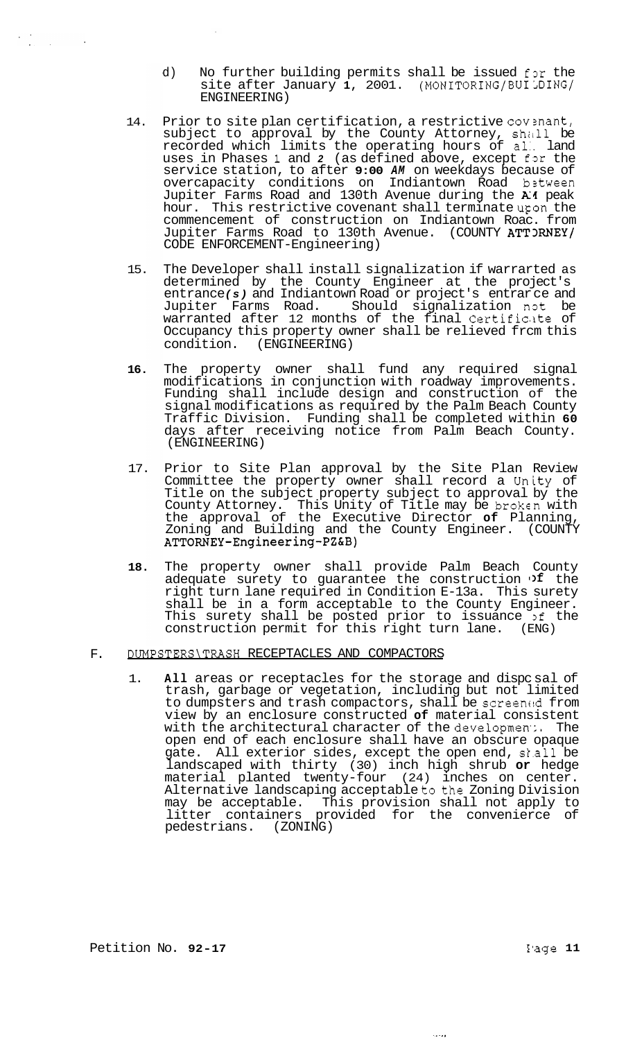d) No further building permits shall be issued for the site after January 1, 2001. (MONITORING/BUILDING/ENGINEERING)

14. Prior to site plan certification, a restrictive covenant, subject to approval by the County Attorney, shall be recorded which limits the operating hours of all land uses in Phases 1 and 2 (as defined above, except for the service station, to after 9:00 AM on weekdays because of overcapacity conditions on Indiantown Road between Jupiter Farms Road and 130th Avenue during the AM peak hour. This restrictive covenant shall terminate upon the commencement of construction on Indiantown Road from Jupiter Farms Road to 130th Avenue. (COUNTY ATTORNEY/CODE ENFORCEMENT-Engineering)

15. The Developer shall install signalization if warrarted as determined by the County Engineer at the project's entrance(s) and Indiantown Road or project's entrance and Jupiter Farms Road. Should signalization not be warranted after 12 months of the final Certificate of Occupancy this property owner shall be relieved from this condition. (ENGINEERING)

16. The property owner shall fund any required signal modifications in conjunction with roadway improvements. Funding shall include design and construction of the signal modifications as required by the Palm Beach County Traffic Division. Funding shall be completed within 60 days after receiving notice from Palm Beach County. (ENGINEERING)

17. Prior to Site Plan approval by the Site Plan Review Committee the property owner shall record a Unity of Title on the subject property subject to approval by the County Attorney. This Unity of Title may be broken with the approval of the Executive Director of Planning, Zoning and Building and the County Engineer. (COUNTY ATTORNEY-Engineering-PZ&B)

18. The property owner shall provide Palm Beach County adequate surety to guarantee the construction of the right turn lane required in Condition E-13a. This surety shall be in a form acceptable to the County Engineer. This surety shall be posted prior to issuance of the construction permit for this right turn lane. (ENG)

F. DUMPSTERS\TRASH RECEPTACLES AND COMPACTORS

1. All areas or receptacles for the storage and disposal of trash, garbage or vegetation, including but not limited to dumpsters and trash compactors, shall be screened from view by an enclosure constructed of material consistent with the architectural character of the development. The open end of each enclosure shall have an obscure opaque gate. All exterior sides, except the open end, shall be landscaped with thirty (30) inch high shrub or hedge material planted twenty-four (24) inches on center. Alternative landscaping acceptable to the Zoning Division may be acceptable. This provision shall not apply to litter containers provided for the convenience of pedestrians. (ZONING)

Petition No. 92-17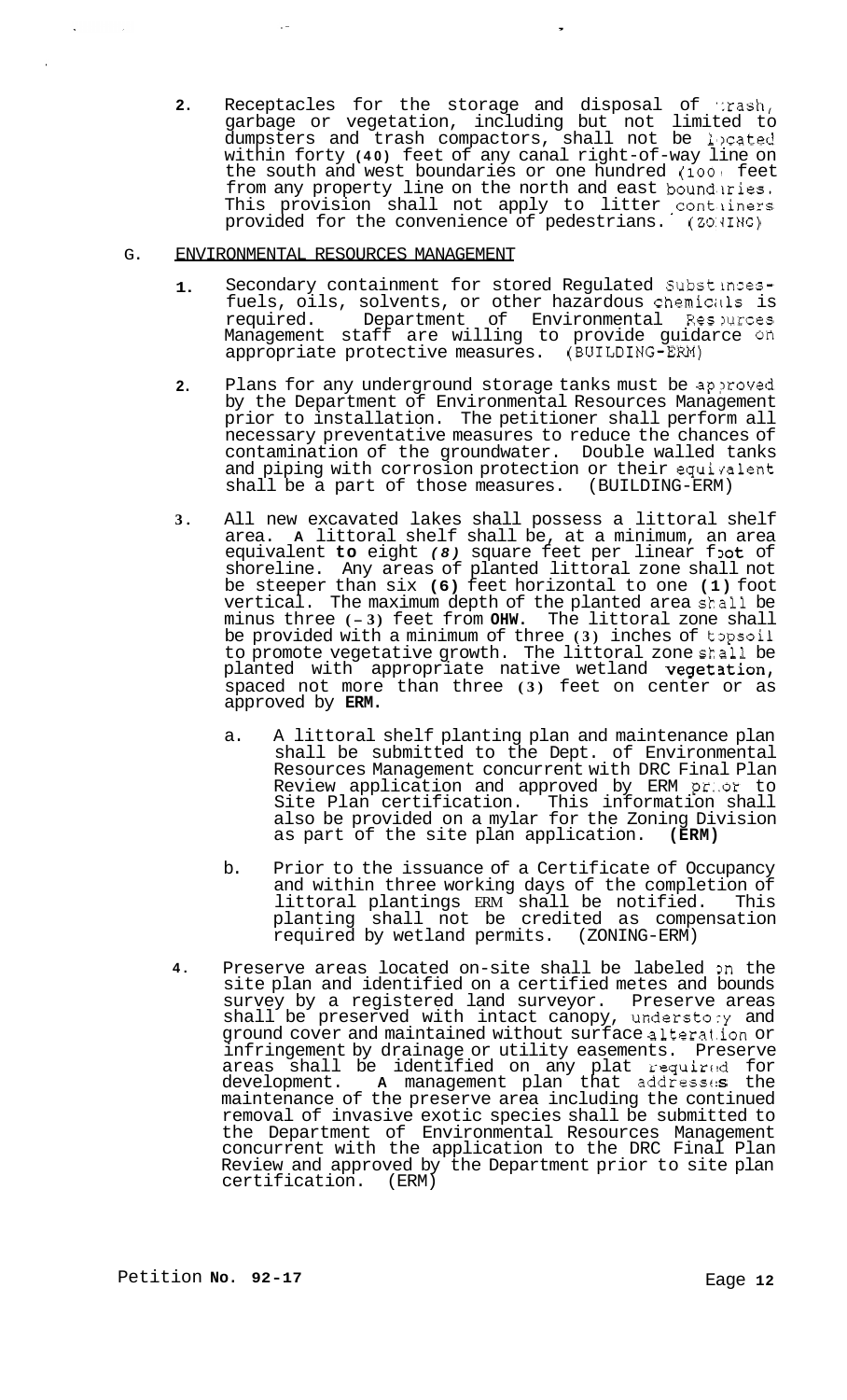2. Receptacles for the storage and disposal of trash, garbage or vegetation, including but not limited to dumpsters and trash compactors, shall not be located within forty (40) feet of any canal right-of-way line on the south and west boundaries or one hundred (100) feet from any property line on the north and east boundaries. This provision shall not apply to litter containers provided for the convenience of pedestrians. (ZONING)

G. <u>ENVIRONMENTAL RESOURCES MANAGEMENT</u>

1. Secondary containment for stored Regulated Substances-fuels, oils, solvents, or other hazardous chemicals is required. Department of Environmental Resources Management staff are willing to provide guidance on appropriate protective measures. (BUILDING-ERM)

2. Plans for any underground storage tanks must be approved by the Department of Environmental Resources Management prior to installation. The petitioner shall perform all necessary preventative measures to reduce the chances of contamination of the groundwater. Double walled tanks and piping with corrosion protection or their equivalent shall be a part of those measures. (BUILDING-ERM)

3. All new excavated lakes shall possess a littoral shelf area. **A** littoral shelf shall be, at a minimum, an area equivalent **to** eight *(8)* square feet per linear foot of shoreline. Any areas of planted littoral zone shall not be steeper than six **(6)** feet horizontal to one **(1)** foot vertical. The maximum depth of the planted area shall be minus three **(-3)** feet from **OHW**. The littoral zone shall be provided with a minimum of three **(3)** inches of topsoil to promote vegetative growth. The littoral zone shall be planted with appropriate native wetland vegetation, spaced not more than three **(3)** feet on center or as approved by **ERM**.

   a. A littoral shelf planting plan and maintenance plan shall be submitted to the Dept. of Environmental Resources Management concurrent with DRC Final Plan Review application and approved by ERM prior to Site Plan certification. This information shall also be provided on a mylar for the Zoning Division as part of the site plan application. **(ERM)**

   b. Prior to the issuance of a Certificate of Occupancy and within three working days of the completion of littoral plantings ERM shall be notified. This planting shall not be credited as compensation required by wetland permits. (ZONING-ERM)

4. Preserve areas located on-site shall be labeled on the site plan and identified on a certified metes and bounds survey by a registered land surveyor. Preserve areas shall be preserved with intact canopy, understory and ground cover and maintained without surface alteration or infringement by drainage or utility easements. Preserve areas shall be identified on any plat required for development. **A** management plan that addresses the maintenance of the preserve area including the continued removal of invasive exotic species shall be submitted to the Department of Environmental Resources Management concurrent with the application to the DRC Final Plan Review and approved by the Department prior to site plan certification. (ERM)

Petition **No. 92-17**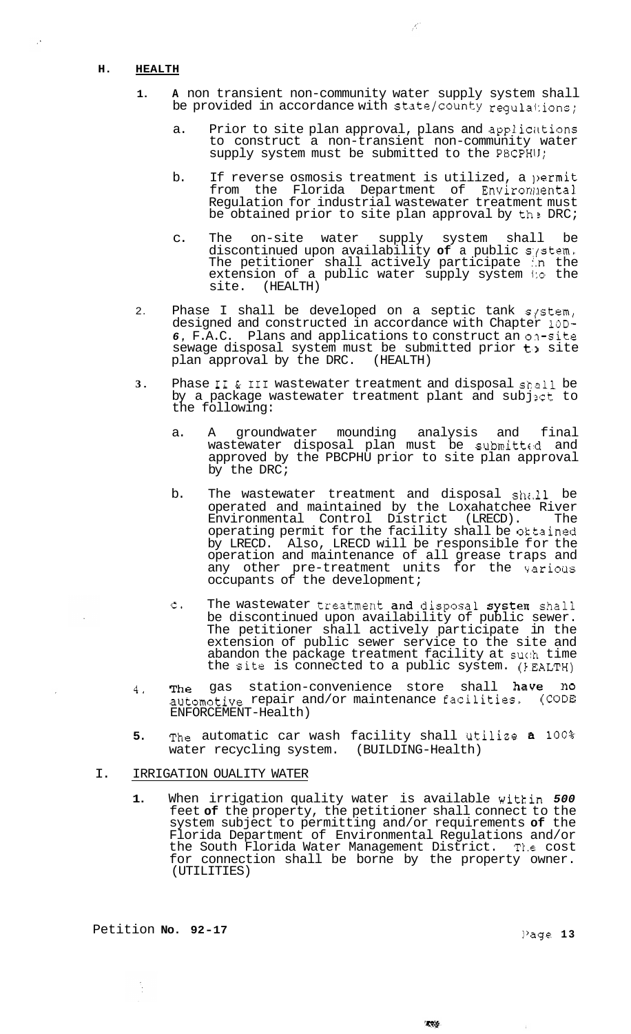## H. HEALTH

1. A non transient non-community water supply system shall be provided in accordance with state/county regulations;

   a. Prior to site plan approval, plans and applications to construct a non-transient non-community water supply system must be submitted to the PBCPHU;

   b. If reverse osmosis treatment is utilized, a permit from the Florida Department of Environmental Regulation for industrial wastewater treatment must be obtained prior to site plan approval by the DRC;

   c. The on-site water supply system shall be discontinued upon availability of a public system. The petitioner shall actively participate in the extension of a public water supply system to the site. (HEALTH)

2. Phase I shall be developed on a septic tank system, designed and constructed in accordance with Chapter 10D-6, F.A.C. Plans and applications to construct an on-site sewage disposal system must be submitted prior to site plan approval by the DRC. (HEALTH)

3. Phase II & III wastewater treatment and disposal shall be by a package wastewater treatment plant and subject to the following:

   a. A groundwater mounding analysis and final wastewater disposal plan must be submitted and approved by the PBCPHU prior to site plan approval by the DRC;

   b. The wastewater treatment and disposal shall be operated and maintained by the Loxahatchee River Environmental Control District (LRECD). The operating permit for the facility shall be obtained by LRECD. Also, LRECD will be responsible for the operation and maintenance of all grease traps and any other pre-treatment units for the various occupants of the development;

   c. The wastewater treatment and disposal system shall be discontinued upon availability of public sewer. The petitioner shall actively participate in the extension of public sewer service to the site and abandon the package treatment facility at such time the site is connected to a public system. (HEALTH)

4. The gas station-convenience store shall have no automotive repair and/or maintenance facilities. (CODE ENFORCEMENT-Health)

5. The automatic car wash facility shall utilize a 100% water recycling system. (BUILDING-Health)

## I. IRRIGATION QUALITY WATER

1. When irrigation quality water is available within 500 feet of the property, the petitioner shall connect to the system subject to permitting and/or requirements of the Florida Department of Environmental Regulations and/or the South Florida Water Management District. The cost for connection shall be borne by the property owner. (UTILITIES)

Petition No. 92-17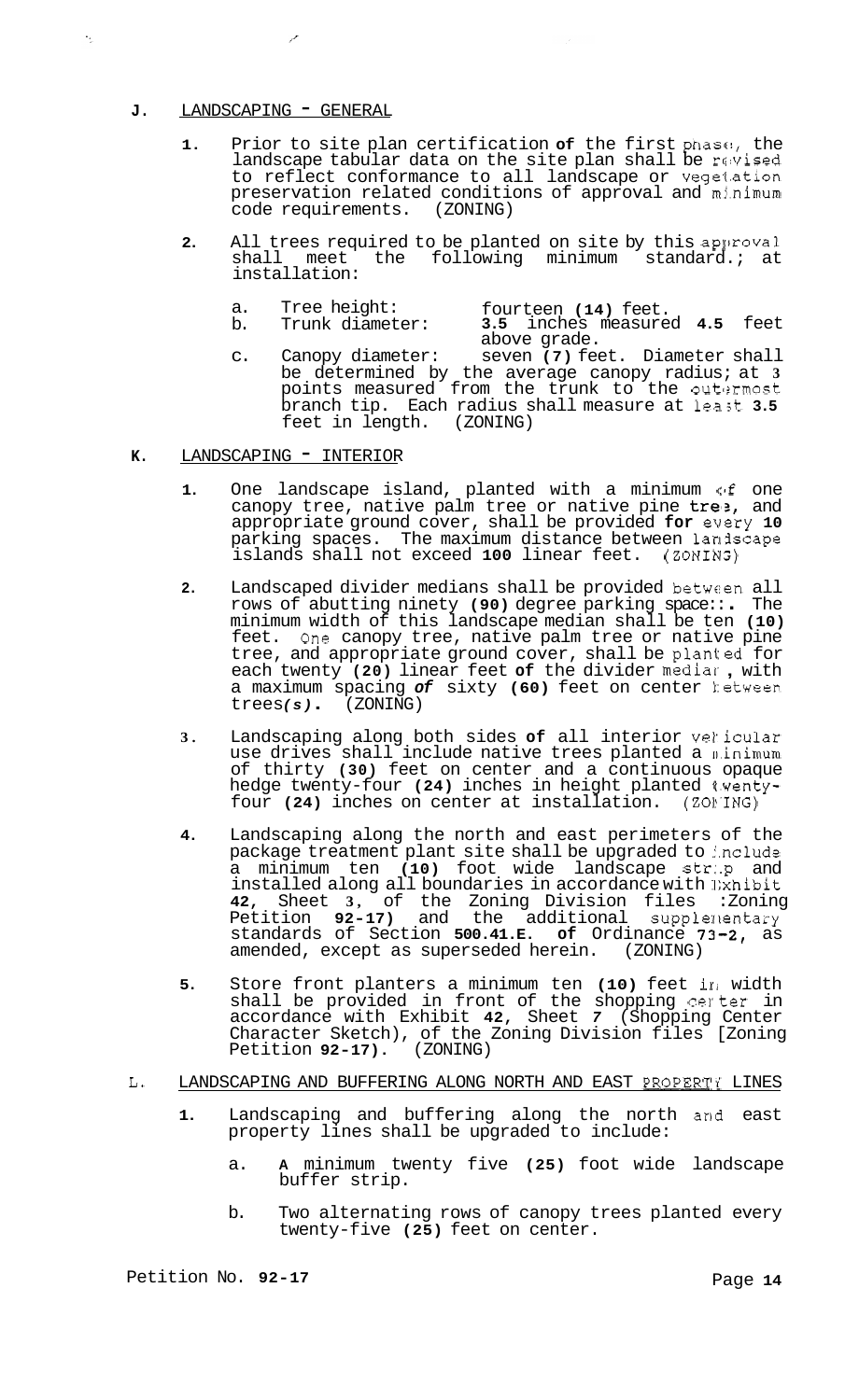**J.** LANDSCAPING - GENERAL

1. Prior to site plan certification **of** the first phase, the landscape tabular data on the site plan shall be revised to reflect conformance to all landscape or vegetation preservation related conditions of approval and minimum code requirements. (ZONING)

2. All trees required to be planted on site by this approval shall meet the following minimum standard; at installation:

   a. Tree height: fourteen **(14)** feet.
   
   b. Trunk diameter: **3.5** inches measured **4.5** feet above grade.
   
   c. Canopy diameter: seven **(7)** feet. Diameter shall be determined by the average canopy radius; at **3** points measured from the trunk to the outermost branch tip. Each radius shall measure at least **3.5** feet in length. (ZONING)

**K.** LANDSCAPING - INTERIOR

1. One landscape island, planted with a minimum of one canopy tree, native palm tree or native pine tree, and appropriate ground cover, shall be provided **for** every **10** parking spaces. The maximum distance between landscape islands shall not exceed **100** linear feet. (ZONING)

2. Landscaped divider medians shall be provided between all rows of abutting ninety **(90)** degree parking spaces. The minimum width of this landscape median shall be ten **(10)** feet. One canopy tree, native palm tree or native pine tree, and appropriate ground cover, shall be planted for each twenty **(20)** linear feet **of** the divider median, with a maximum spacing ***of*** sixty **(60)** feet on center between trees***(s)***. (ZONING)

3. Landscaping along both sides **of** all interior vehicular use drives shall include native trees planted a minimum of thirty **(30)** feet on center and a continuous opaque hedge twenty-four **(24)** inches in height planted twenty-four **(24)** inches on center at installation. (ZONING)

4. Landscaping along the north and east perimeters of the package treatment plant site shall be upgraded to include a minimum ten **(10)** foot wide landscape strip and installed along all boundaries in accordance with Exhibit **42**, Sheet **3**, of the Zoning Division files [Zoning Petition **92-17)** and the additional supplementary standards of Section **500.41.E. of** Ordinance **73-2**, as amended, except as superseded herein. (ZONING)

5. Store front planters a minimum ten **(10)** feet in width shall be provided in front of the shopping center in accordance with Exhibit **42**, Sheet *7* (Shopping Center Character Sketch), of the Zoning Division files [Zoning Petition **92-17)**. (ZONING)

L. LANDSCAPING AND BUFFERING ALONG NORTH AND EAST PROPERTY LINES

1. Landscaping and buffering along the north and east property lines shall be upgraded to include:

   a. **A** minimum twenty five **(25)** foot wide landscape buffer strip.
   
   b. Two alternating rows of canopy trees planted every twenty-five **(25)** feet on center.

Petition No. **92-17**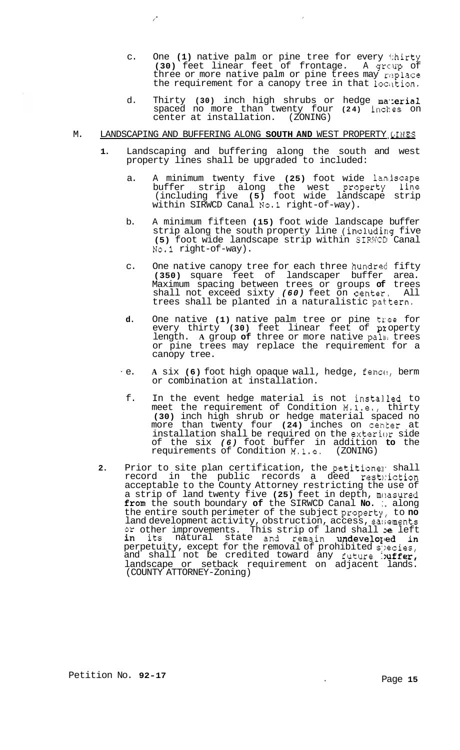c. One **(1)** native palm or pine tree for every thirty **(30)** feet linear feet of frontage. A group of three or more native palm or pine trees may replace the requirement for a canopy tree in that location.

d. Thirty **(30)** inch high shrubs or hedge material spaced no more than twenty four **(24)** inches on center at installation. (ZONING)

M. LANDSCAPING AND BUFFERING ALONG **SOUTH AND** WEST PROPERTY LINES

**1.** Landscaping and buffering along the south and west property lines shall be upgraded to included:

a. A minimum twenty five **(25)** foot wide landscape buffer strip along the west property line (including five **(5)** foot wide landscape strip within SIRWCD Canal No.1 right-of-way).

b. A minimum fifteen **(15)** foot wide landscape buffer strip along the south property line (including five **(5)** foot wide landscape strip within SIRWCD Canal No.1 right-of-way).

c. One native canopy tree for each three hundred fifty **(350)** square feet of landscaper buffer area. Maximum spacing between trees or groups **of** trees shall not exceed sixty *(60)* feet on center. All trees shall be planted in a naturalistic pattern.

**d.** One native **(1)** native palm tree or pine tree for every thirty **(30)** feet linear feet of property length. **A** group **of** three or more native palm trees or pine trees may replace the requirement for a canopy tree.

e. **A** six **(6)** foot high opaque wall, hedge, fence, berm or combination at installation.

f. In the event hedge material is not installed to meet the requirement of Condition M.1.e., thirty **(30)** inch high shrub or hedge material spaced no more than twenty four **(24)** inches on center at installation shall be required on the exterior side of the six *(6)* foot buffer in addition **to** the requirements of Condition M.1.e. (ZONING)

**2.** Prior to site plan certification, the petitioner shall record in the public records a deed restriction acceptable to the County Attorney restricting the use of a strip of land twenty five **(25)** feet in depth, measured **from** the south boundary **of** the SIRWCD Canal **No.** 1, along the entire south perimeter of the subject property, to **no** land development activity, obstruction, access, easements or other improvements. This strip of land shall be left **in** its natural state and remain **undeveloped in** perpetuity, except for the removal of prohibited species, and shall not be credited toward any future **buffer,** landscape or setback requirement on adjacent lands. (COUNTY ATTORNEY-Zoning)

Petition No. **92-17**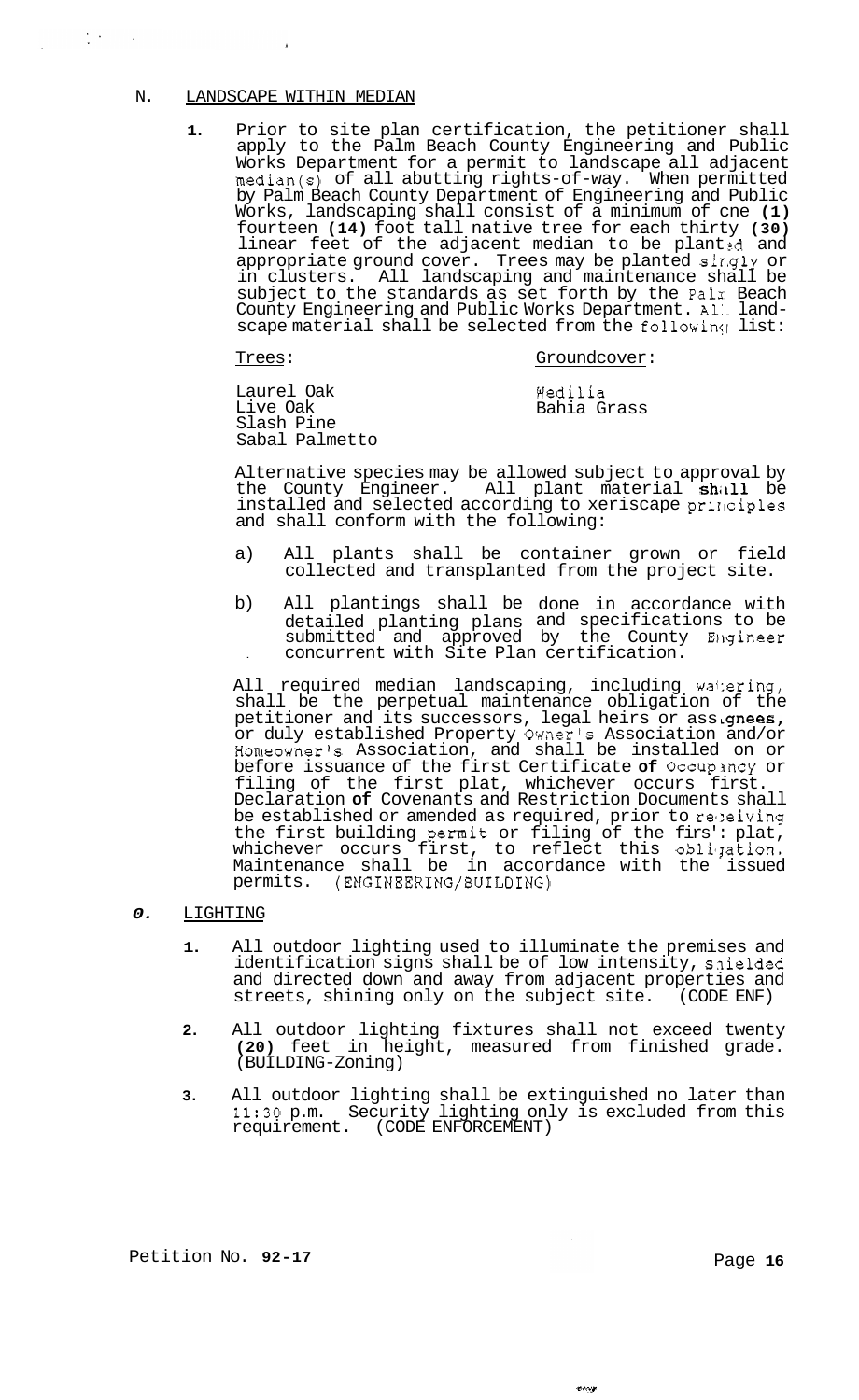N. LANDSCAPE WITHIN MEDIAN

1. Prior to site plan certification, the petitioner shall apply to the Palm Beach County Engineering and Public Works Department for a permit to landscape all adjacent median(s) of all abutting rights-of-way. When permitted by Palm Beach County Department of Engineering and Public Works, landscaping shall consist of a minimum of one (1) fourteen (14) foot tall native tree for each thirty (30) linear feet of the adjacent median to be planted and appropriate ground cover. Trees may be planted singly or in clusters. All landscaping and maintenance shall be subject to the standards as set forth by the Palm Beach County Engineering and Public Works Department. All landscape material shall be selected from the following list:

| Trees: | Groundcover: |
| --- | --- |
| Laurel Oak | Wedilia |
| Live Oak | Bahia Grass |
| Slash Pine | |
| Sabal Palmetto | |

Alternative species may be allowed subject to approval by the County Engineer. All plant material shall be installed and selected according to xeriscape principles and shall conform with the following:

a) All plants shall be container grown or field collected and transplanted from the project site.

b) All plantings shall be done in accordance with detailed planting plans and specifications to be submitted and approved by the County Engineer concurrent with Site Plan certification.

All required median landscaping, including watering, shall be the perpetual maintenance obligation of the petitioner and its successors, legal heirs or assignees, or duly established Property Owner's Association and/or Homeowner's Association, and shall be installed on or before issuance of the first Certificate of Occupancy or filing of the first plat, whichever occurs first. Declaration of Covenants and Restriction Documents shall be established or amended as required, prior to receiving the first building permit or filing of the first plat, whichever occurs first, to reflect this obligation. Maintenance shall be in accordance with the issued permits. (ENGINEERING/BUILDING)

O. LIGHTING

1. All outdoor lighting used to illuminate the premises and identification signs shall be of low intensity, shielded and directed down and away from adjacent properties and streets, shining only on the subject site. (CODE ENF)

2. All outdoor lighting fixtures shall not exceed twenty (20) feet in height, measured from finished grade. (BUILDING-Zoning)

3. All outdoor lighting shall be extinguished no later than 11:30 p.m. Security lighting only is excluded from this requirement. (CODE ENFORCEMENT)

Petition No. 92-17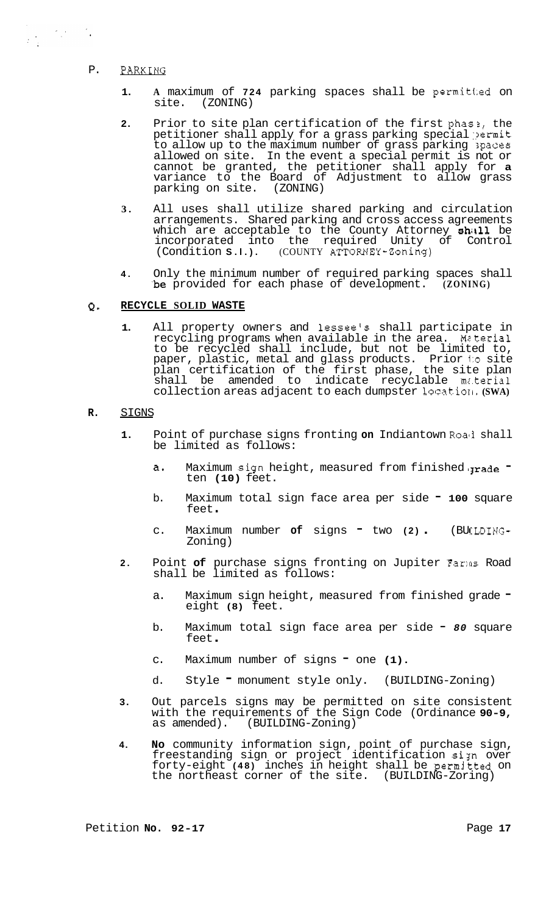P. PARKING

1. A maximum of 724 parking spaces shall be permitted on site. (ZONING)

2. Prior to site plan certification of the first phase, the petitioner shall apply for a grass parking special permit to allow up to the maximum number of grass parking spaces allowed on site. In the event a special permit is not or cannot be granted, the petitioner shall apply for a variance to the Board of Adjustment to allow grass parking on site. (ZONING)

3. All uses shall utilize shared parking and circulation arrangements. Shared parking and cross access agreements which are acceptable to the County Attorney shall be incorporated into the required Unity of Control (Condition S.1.). (COUNTY ATTORNEY-Zoning)

4. Only the minimum number of required parking spaces shall be provided for each phase of development. (ZONING)

Q. **RECYCLE SOLID WASTE**

1. All property owners and lessee's shall participate in recycling programs when available in the area. Material to be recycled shall include, but not be limited to, paper, plastic, metal and glass products. Prior to site plan certification of the first phase, the site plan shall be amended to indicate recyclable material collection areas adjacent to each dumpster location. (SWA)

R. SIGNS

1. Point of purchase signs fronting on Indiantown Road shall be limited as follows:

   a. Maximum sign height, measured from finished grade - ten (10) feet.

   b. Maximum total sign face area per side - 100 square feet.

   c. Maximum number of signs - two (2). (BUILDING-Zoning)

2. Point of purchase signs fronting on Jupiter Farms Road shall be limited as follows:

   a. Maximum sign height, measured from finished grade - eight (8) feet.

   b. Maximum total sign face area per side - 80 square feet.

   c. Maximum number of signs - one (1).

   d. Style - monument style only. (BUILDING-Zoning)

3. Out parcels signs may be permitted on site consistent with the requirements of the Sign Code (Ordinance 90-9, as amended). (BUILDING-Zoning)

4. No community information sign, point of purchase sign, freestanding sign or project identification sign over forty-eight (48) inches in height shall be permitted on the northeast corner of the site. (BUILDING-Zoring)

Petition No. 92-17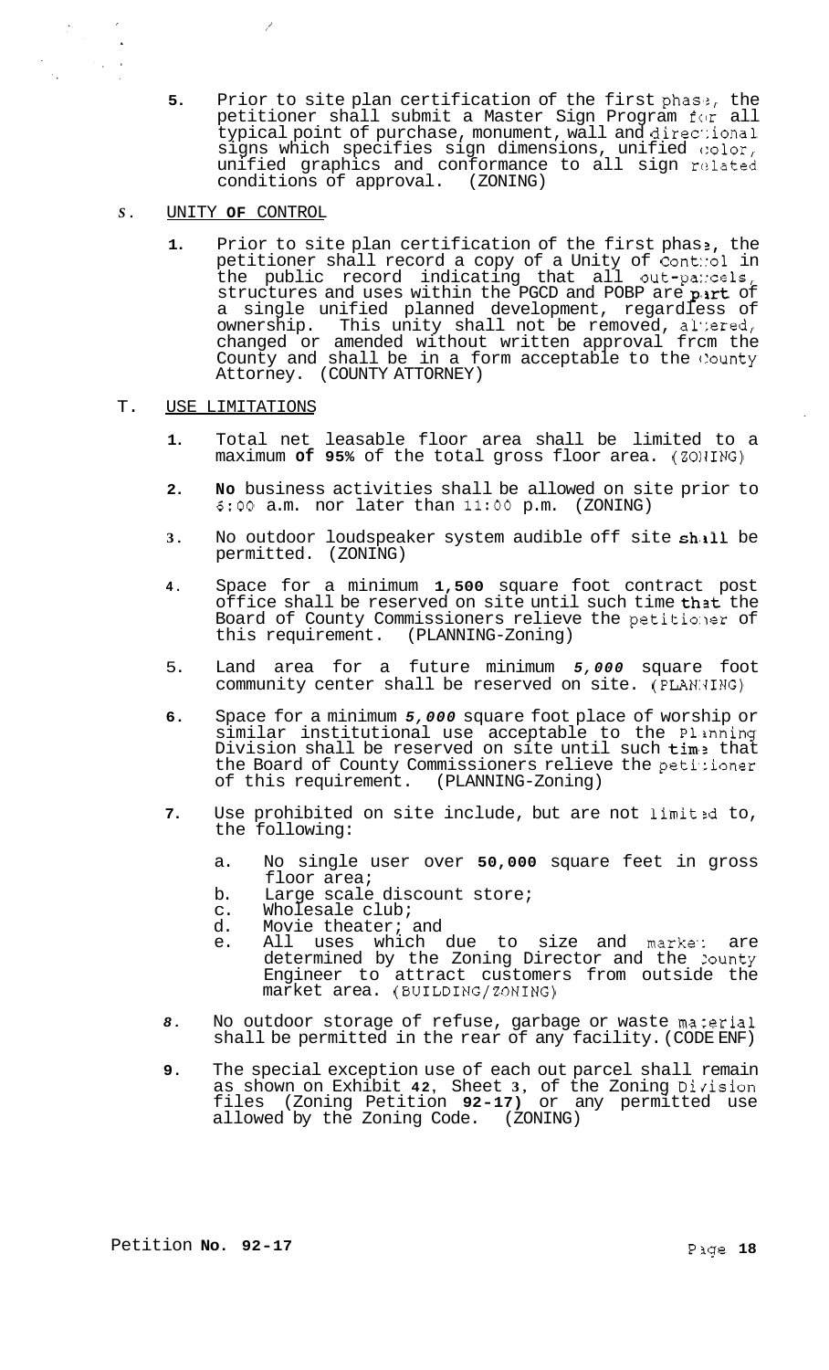5. Prior to site plan certification of the first phase, the petitioner shall submit a Master Sign Program for all typical point of purchase, monument, wall and directional signs which specifies sign dimensions, unified color, unified graphics and conformance to all sign related conditions of approval. (ZONING)

S. UNITY OF CONTROL

1. Prior to site plan certification of the first phase, the petitioner shall record a copy of a Unity of Control in the public record indicating that all out-parcels, structures and uses within the PGCD and POBP are part of a single unified planned development, regardless of ownership. This unity shall not be removed, altered, changed or amended without written approval from the County and shall be in a form acceptable to the County Attorney. (COUNTY ATTORNEY)

T. USE LIMITATIONS

1. Total net leasable floor area shall be limited to a maximum of 95% of the total gross floor area. (ZONING)

2. No business activities shall be allowed on site prior to 6:00 a.m. nor later than 11:00 p.m. (ZONING)

3. No outdoor loudspeaker system audible off site shall be permitted. (ZONING)

4. Space for a minimum 1,500 square foot contract post office shall be reserved on site until such time that the Board of County Commissioners relieve the petitioner of this requirement. (PLANNING-Zoning)

5. Land area for a future minimum *5,000* square foot community center shall be reserved on site. (PLANNING)

6. Space for a minimum *5,000* square foot place of worship or similar institutional use acceptable to the Planning Division shall be reserved on site until such time that the Board of County Commissioners relieve the petitioner of this requirement. (PLANNING-Zoning)

7. Use prohibited on site include, but are not limited to, the following:

   a. No single user over 50,000 square feet in gross floor area;
   b. Large scale discount store;
   c. Wholesale club;
   d. Movie theater; and
   e. All uses which due to size and market are determined by the Zoning Director and the County Engineer to attract customers from outside the market area. (BUILDING/ZONING)

8. No outdoor storage of refuse, garbage or waste material shall be permitted in the rear of any facility. (CODE ENF)

9. The special exception use of each out parcel shall remain as shown on Exhibit 42, Sheet 3, of the Zoning Division files (Zoning Petition 92-17) or any permitted use allowed by the Zoning Code. (ZONING)

Petition No. 92-17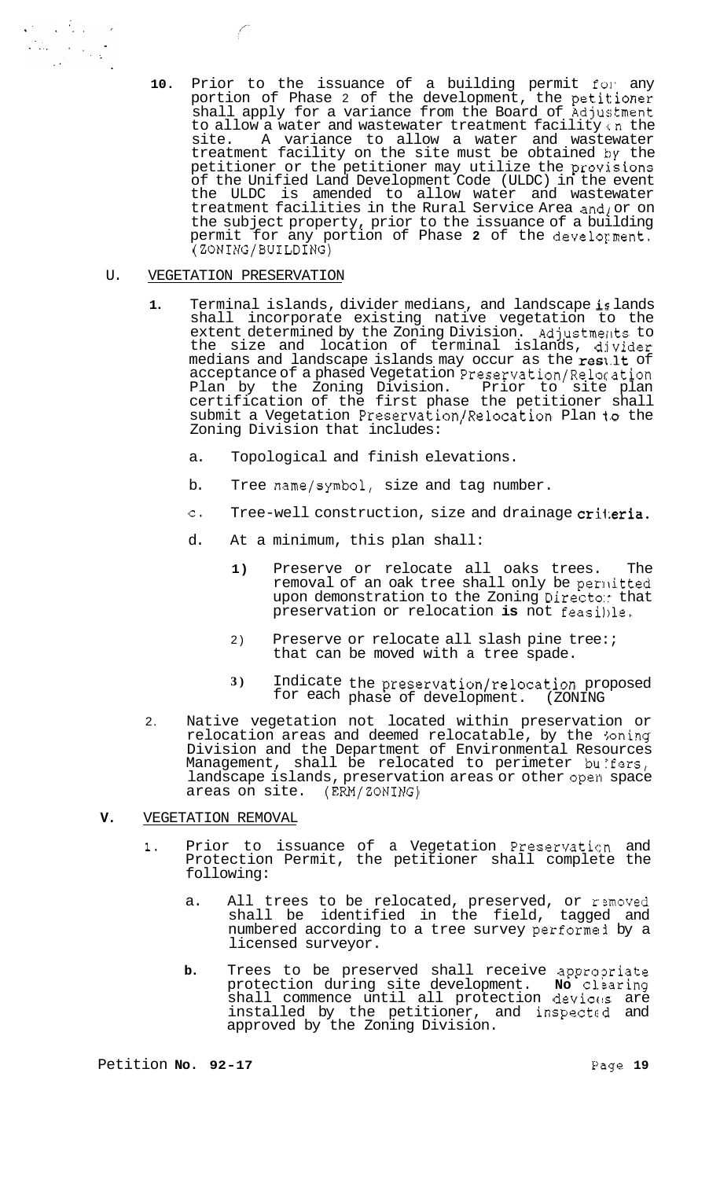10. Prior to the issuance of a building permit for any portion of Phase 2 of the development, the petitioner shall apply for a variance from the Board of Adjustment to allow a water and wastewater treatment facility on the site. A variance to allow a water and wastewater treatment facility on the site must be obtained by the petitioner or the petitioner may utilize the provisions of the Unified Land Development Code (ULDC) in the event the ULDC is amended to allow water and wastewater treatment facilities in the Rural Service Area and/or on the subject property, prior to the issuance of a building permit for any portion of Phase 2 of the development. (ZONING/BUILDING)

U. VEGETATION PRESERVATION

1. Terminal islands, divider medians, and landscape islands shall incorporate existing native vegetation to the extent determined by the Zoning Division. Adjustments to the size and location of terminal islands, divider medians and landscape islands may occur as the result of acceptance of a phased Vegetation Preservation/Relocation Plan by the Zoning Division. Prior to site plan certification of the first phase the petitioner shall submit a Vegetation Preservation/Relocation Plan to the Zoning Division that includes:

   a. Topological and finish elevations.

   b. Tree name/symbol, size and tag number.

   c. Tree-well construction, size and drainage criteria.

   d. At a minimum, this plan shall:

      1) Preserve or relocate all oaks trees. The removal of an oak tree shall only be permitted upon demonstration to the Zoning Director that preservation or relocation is not feasible.

      2) Preserve or relocate all slash pine trees that can be moved with a tree spade.

      3) Indicate the preservation/relocation proposed for each phase of development. (ZONING

2. Native vegetation not located within preservation or relocation areas and deemed relocatable, by the Zoning Division and the Department of Environmental Resources Management, shall be relocated to perimeter buffers, landscape islands, preservation areas or other open space areas on site. (ERM/ZONING)

V. VEGETATION REMOVAL

1. Prior to issuance of a Vegetation Preservation and Protection Permit, the petitioner shall complete the following:

   a. All trees to be relocated, preserved, or removed shall be identified in the field, tagged and numbered according to a tree survey performed by a licensed surveyor.

   b. Trees to be preserved shall receive appropriate protection during site development. No clearing shall commence until all protection devices are installed by the petitioner, and inspected and approved by the Zoning Division.

Petition No. 92-17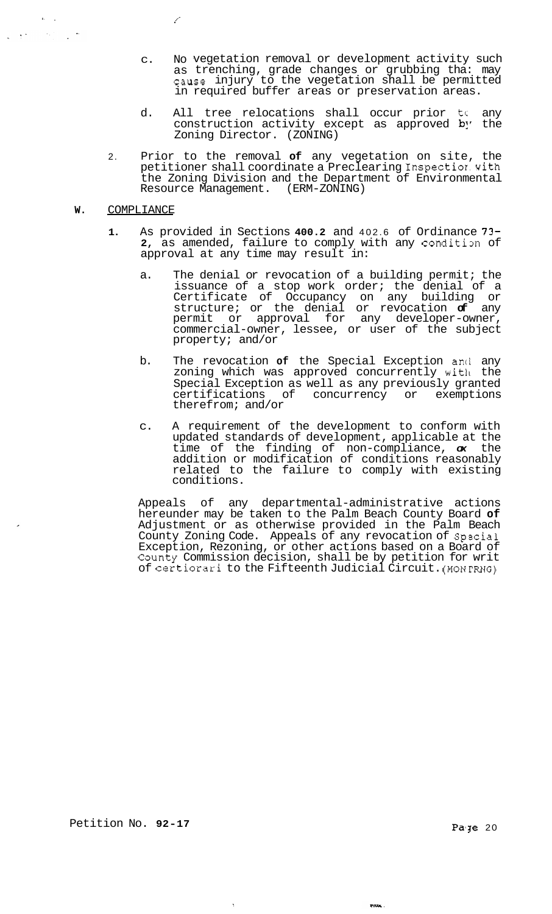c. No vegetation removal or development activity such as trenching, grade changes or grubbing that may cause injury to the vegetation shall be permitted in required buffer areas or preservation areas.

d. All tree relocations shall occur prior to any construction activity except as approved by the Zoning Director. (ZONING)

2. Prior to the removal of any vegetation on site, the petitioner shall coordinate a Preclearing Inspection with the Zoning Division and the Department of Environmental Resource Management. (ERM-ZONING)

**W.** COMPLIANCE

1. As provided in Sections **400.2** and 402.6 of Ordinance **73-2**, as amended, failure to comply with any condition of approval at any time may result in:

   a. The denial or revocation of a building permit; the issuance of a stop work order; the denial of a Certificate of Occupancy on any building or structure; or the denial or revocation of any permit or approval for any developer-owner, commercial-owner, lessee, or user of the subject property; and/or

   b. The revocation of the Special Exception and any zoning which was approved concurrently with the Special Exception as well as any previously granted certifications of concurrency or exemptions therefrom; and/or

   c. A requirement of the development to conform with updated standards of development, applicable at the time of the finding of non-compliance, or the addition or modification of conditions reasonably related to the failure to comply with existing conditions.

   Appeals of any departmental-administrative actions hereunder may be taken to the Palm Beach County Board of Adjustment or as otherwise provided in the Palm Beach County Zoning Code. Appeals of any revocation of Special Exception, Rezoning, or other actions based on a Board of County Commission decision, shall be by petition for writ of certiorari to the Fifteenth Judicial Circuit. (MONITORING)

Petition No. **92-17**